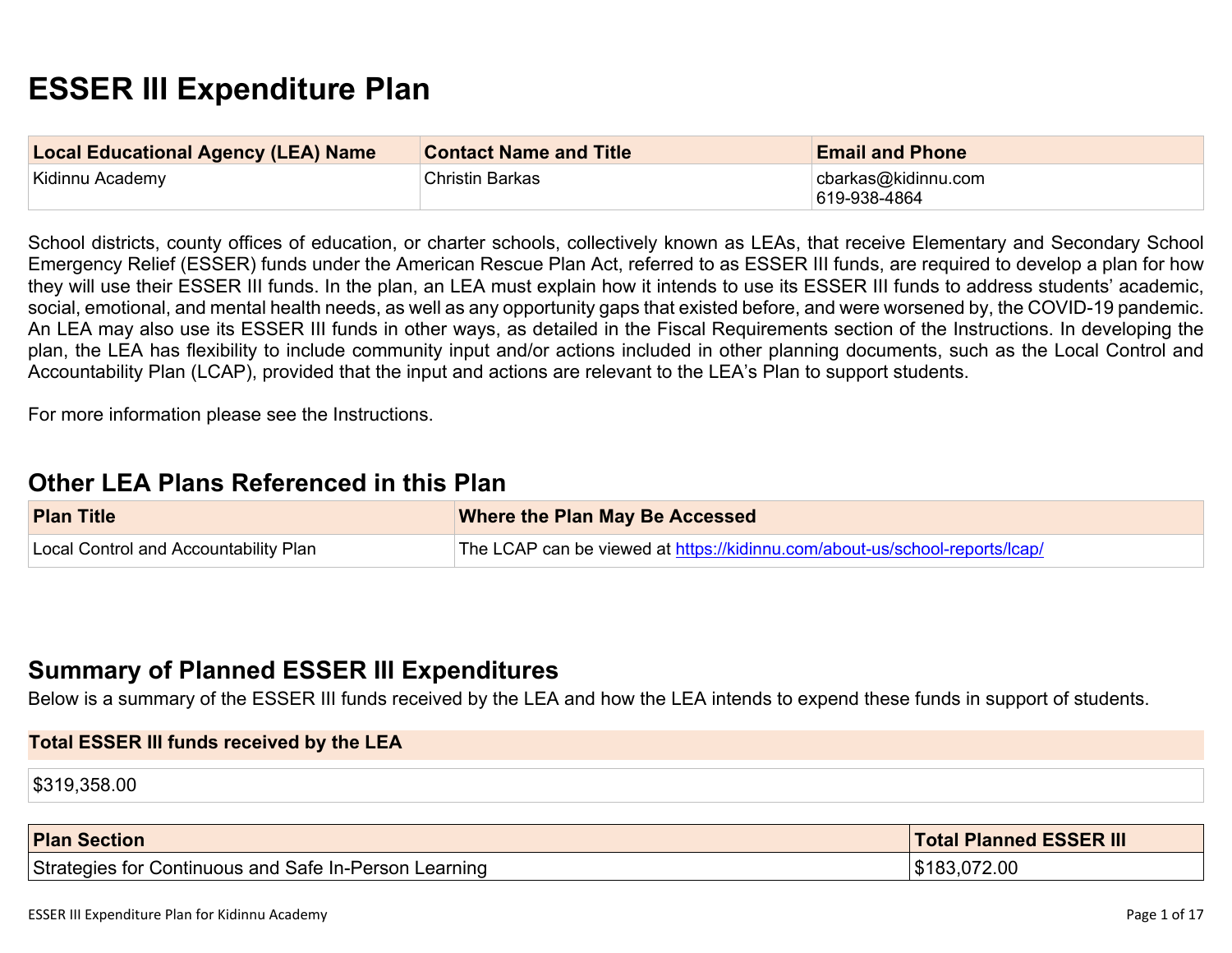# ESSER III Expenditure Plan

| Local Educational Agency (LEA) Name | Contact Name and Title | Email and Phone |
| --- | --- | --- |
| Kidinnu Academy | Christin Barkas | cbarkas@kidinnu.com<br>619-938-4864 |

School districts, county offices of education, or charter schools, collectively known as LEAs, that receive Elementary and Secondary School Emergency Relief (ESSER) funds under the American Rescue Plan Act, referred to as ESSER III funds, are required to develop a plan for how they will use their ESSER III funds. In the plan, an LEA must explain how it intends to use its ESSER III funds to address students' academic, social, emotional, and mental health needs, as well as any opportunity gaps that existed before, and were worsened by, the COVID-19 pandemic. An LEA may also use its ESSER III funds in other ways, as detailed in the Fiscal Requirements section of the Instructions. In developing the plan, the LEA has flexibility to include community input and/or actions included in other planning documents, such as the Local Control and Accountability Plan (LCAP), provided that the input and actions are relevant to the LEA's Plan to support students.

For more information please see the Instructions.

## Other LEA Plans Referenced in this Plan

| Plan Title | Where the Plan May Be Accessed |
| --- | --- |
| Local Control and Accountability Plan | The LCAP can be viewed at https://kidinnu.com/about-us/school-reports/lcap/ |

## Summary of Planned ESSER III Expenditures

Below is a summary of the ESSER III funds received by the LEA and how the LEA intends to expend these funds in support of students.

| Total ESSER III funds received by the LEA |
| --- |
| $319,358.00 |

| Plan Section | Total Planned ESSER III |
| --- | --- |
| Strategies for Continuous and Safe In-Person Learning | $183,072.00 |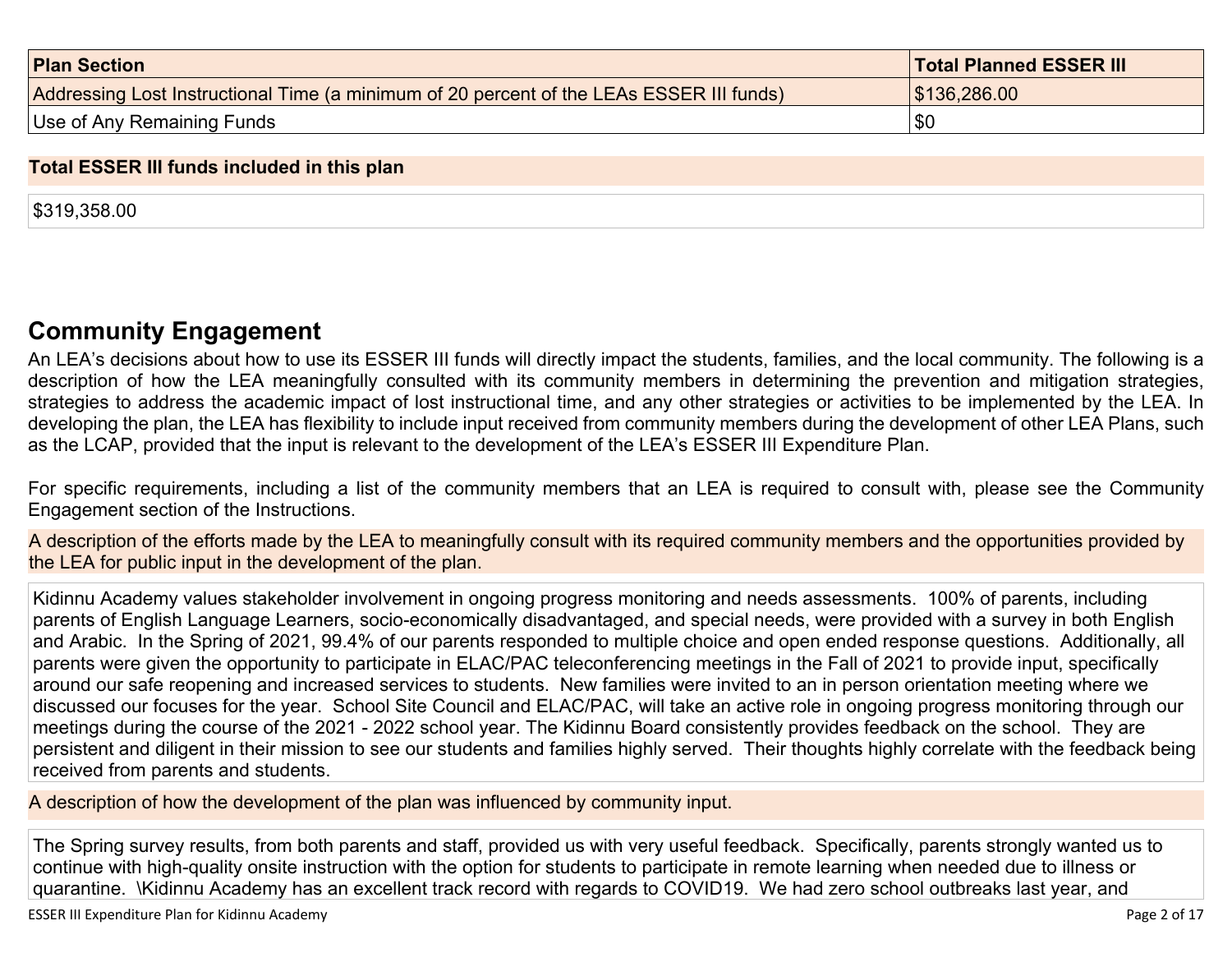| Plan Section | Total Planned ESSER III |
| --- | --- |
| Addressing Lost Instructional Time (a minimum of 20 percent of the LEAs ESSER III funds) | $136,286.00 |
| Use of Any Remaining Funds | $0 |

**Total ESSER III funds included in this plan**

$319,358.00

## Community Engagement

An LEA's decisions about how to use its ESSER III funds will directly impact the students, families, and the local community. The following is a description of how the LEA meaningfully consulted with its community members in determining the prevention and mitigation strategies, strategies to address the academic impact of lost instructional time, and any other strategies or activities to be implemented by the LEA. In developing the plan, the LEA has flexibility to include input received from community members during the development of other LEA Plans, such as the LCAP, provided that the input is relevant to the development of the LEA's ESSER III Expenditure Plan.

For specific requirements, including a list of the community members that an LEA is required to consult with, please see the Community Engagement section of the Instructions.

A description of the efforts made by the LEA to meaningfully consult with its required community members and the opportunities provided by the LEA for public input in the development of the plan.

Kidinnu Academy values stakeholder involvement in ongoing progress monitoring and needs assessments. 100% of parents, including parents of English Language Learners, socio-economically disadvantaged, and special needs, were provided with a survey in both English and Arabic. In the Spring of 2021, 99.4% of our parents responded to multiple choice and open ended response questions. Additionally, all parents were given the opportunity to participate in ELAC/PAC teleconferencing meetings in the Fall of 2021 to provide input, specifically around our safe reopening and increased services to students. New families were invited to an in person orientation meeting where we discussed our focuses for the year. School Site Council and ELAC/PAC, will take an active role in ongoing progress monitoring through our meetings during the course of the 2021 - 2022 school year. The Kidinnu Board consistently provides feedback on the school. They are persistent and diligent in their mission to see our students and families highly served. Their thoughts highly correlate with the feedback being received from parents and students.

A description of how the development of the plan was influenced by community input.

The Spring survey results, from both parents and staff, provided us with very useful feedback. Specifically, parents strongly wanted us to continue with high-quality onsite instruction with the option for students to participate in remote learning when needed due to illness or quarantine. \Kidinnu Academy has an excellent track record with regards to COVID19. We had zero school outbreaks last year, and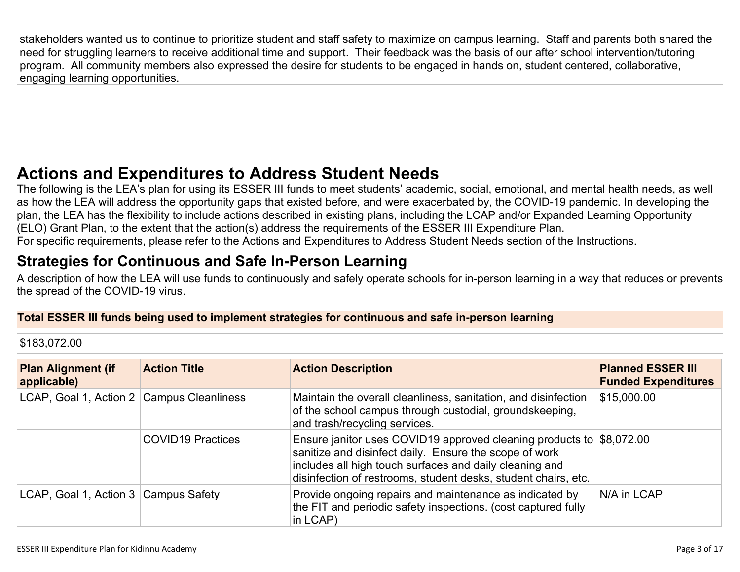stakeholders wanted us to continue to prioritize student and staff safety to maximize on campus learning. Staff and parents both shared the need for struggling learners to receive additional time and support. Their feedback was the basis of our after school intervention/tutoring program. All community members also expressed the desire for students to be engaged in hands on, student centered, collaborative, engaging learning opportunities.

# Actions and Expenditures to Address Student Needs

The following is the LEA's plan for using its ESSER III funds to meet students' academic, social, emotional, and mental health needs, as well as how the LEA will address the opportunity gaps that existed before, and were exacerbated by, the COVID-19 pandemic. In developing the plan, the LEA has the flexibility to include actions described in existing plans, including the LCAP and/or Expanded Learning Opportunity (ELO) Grant Plan, to the extent that the action(s) address the requirements of the ESSER III Expenditure Plan.
For specific requirements, please refer to the Actions and Expenditures to Address Student Needs section of the Instructions.

## Strategies for Continuous and Safe In-Person Learning

A description of how the LEA will use funds to continuously and safely operate schools for in-person learning in a way that reduces or prevents the spread of the COVID-19 virus.

**Total ESSER III funds being used to implement strategies for continuous and safe in-person learning**

$183,072.00

| Plan Alignment (if applicable) | Action Title | Action Description | Planned ESSER III Funded Expenditures |
|---|---|---|---|
| LCAP, Goal 1, Action 2 | Campus Cleanliness | Maintain the overall cleanliness, sanitation, and disinfection of the school campus through custodial, groundskeeping, and trash/recycling services. | $15,000.00 |
| | COVID19 Practices | Ensure janitor uses COVID19 approved cleaning products to sanitize and disinfect daily. Ensure the scope of work includes all high touch surfaces and daily cleaning and disinfection of restrooms, student desks, student chairs, etc. | $8,072.00 |
| LCAP, Goal 1, Action 3 | Campus Safety | Provide ongoing repairs and maintenance as indicated by the FIT and periodic safety inspections. (cost captured fully in LCAP) | N/A in LCAP |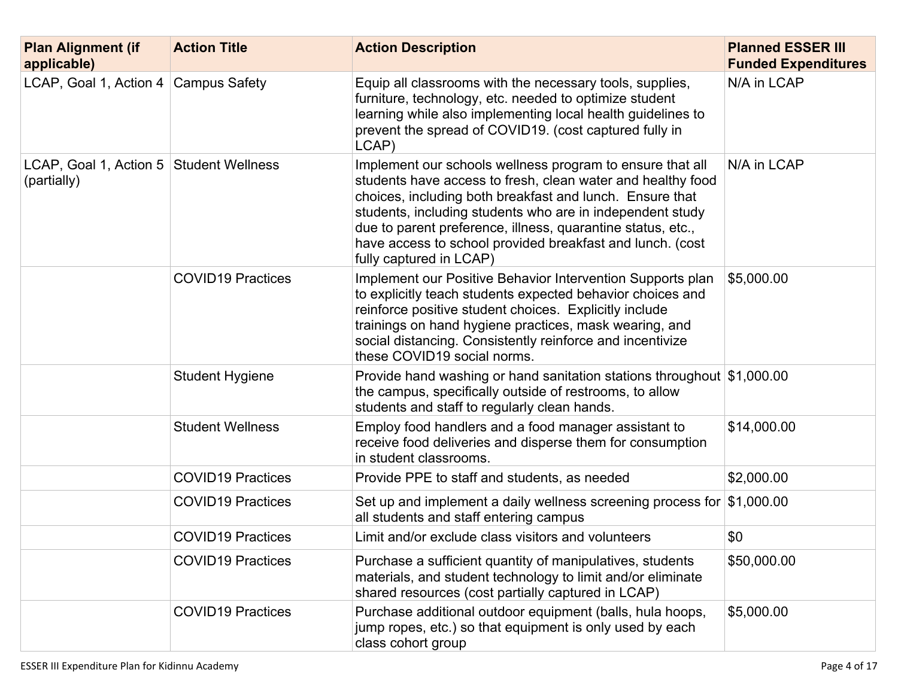| Plan Alignment (if applicable) | Action Title | Action Description | Planned ESSER III Funded Expenditures |
|---|---|---|---|
| LCAP, Goal 1, Action 4 | Campus Safety | Equip all classrooms with the necessary tools, supplies, furniture, technology, etc. needed to optimize student learning while also implementing local health guidelines to prevent the spread of COVID19. (cost captured fully in LCAP) | N/A in LCAP |
| LCAP, Goal 1, Action 5 (partially) | Student Wellness | Implement our schools wellness program to ensure that all students have access to fresh, clean water and healthy food choices, including both breakfast and lunch. Ensure that students, including students who are in independent study due to parent preference, illness, quarantine status, etc., have access to school provided breakfast and lunch. (cost fully captured in LCAP) | N/A in LCAP |
| | COVID19 Practices | Implement our Positive Behavior Intervention Supports plan to explicitly teach students expected behavior choices and reinforce positive student choices. Explicitly include trainings on hand hygiene practices, mask wearing, and social distancing. Consistently reinforce and incentivize these COVID19 social norms. | $5,000.00 |
| | Student Hygiene | Provide hand washing or hand sanitation stations throughout the campus, specifically outside of restrooms, to allow students and staff to regularly clean hands. | $1,000.00 |
| | Student Wellness | Employ food handlers and a food manager assistant to receive food deliveries and disperse them for consumption in student classrooms. | $14,000.00 |
| | COVID19 Practices | Provide PPE to staff and students, as needed | $2,000.00 |
| | COVID19 Practices | Set up and implement a daily wellness screening process for all students and staff entering campus | $1,000.00 |
| | COVID19 Practices | Limit and/or exclude class visitors and volunteers | $0 |
| | COVID19 Practices | Purchase a sufficient quantity of manipulatives, students materials, and student technology to limit and/or eliminate shared resources (cost partially captured in LCAP) | $50,000.00 |
| | COVID19 Practices | Purchase additional outdoor equipment (balls, hula hoops, jump ropes, etc.) so that equipment is only used by each class cohort group | $5,000.00 |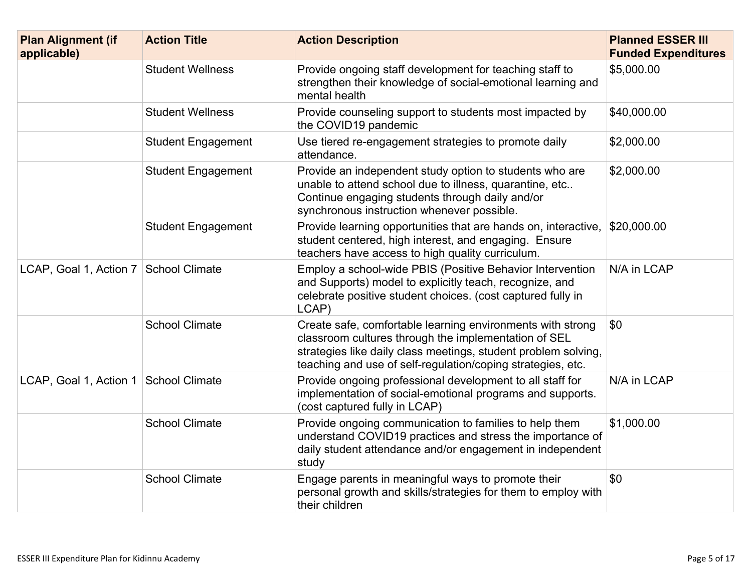| Plan Alignment (if applicable) | Action Title | Action Description | Planned ESSER III Funded Expenditures |
|---|---|---|---|
| | Student Wellness | Provide ongoing staff development for teaching staff to strengthen their knowledge of social-emotional learning and mental health | $5,000.00 |
| | Student Wellness | Provide counseling support to students most impacted by the COVID19 pandemic | $40,000.00 |
| | Student Engagement | Use tiered re-engagement strategies to promote daily attendance. | $2,000.00 |
| | Student Engagement | Provide an independent study option to students who are unable to attend school due to illness, quarantine, etc.. Continue engaging students through daily and/or synchronous instruction whenever possible. | $2,000.00 |
| | Student Engagement | Provide learning opportunities that are hands on, interactive, student centered, high interest, and engaging. Ensure teachers have access to high quality curriculum. | $20,000.00 |
| LCAP, Goal 1, Action 7 | School Climate | Employ a school-wide PBIS (Positive Behavior Intervention and Supports) model to explicitly teach, recognize, and celebrate positive student choices. (cost captured fully in LCAP) | N/A in LCAP |
| | School Climate | Create safe, comfortable learning environments with strong classroom cultures through the implementation of SEL strategies like daily class meetings, student problem solving, teaching and use of self-regulation/coping strategies, etc. | $0 |
| LCAP, Goal 1, Action 1 | School Climate | Provide ongoing professional development to all staff for implementation of social-emotional programs and supports. (cost captured fully in LCAP) | N/A in LCAP |
| | School Climate | Provide ongoing communication to families to help them understand COVID19 practices and stress the importance of daily student attendance and/or engagement in independent study | $1,000.00 |
| | School Climate | Engage parents in meaningful ways to promote their personal growth and skills/strategies for them to employ with their children | $0 |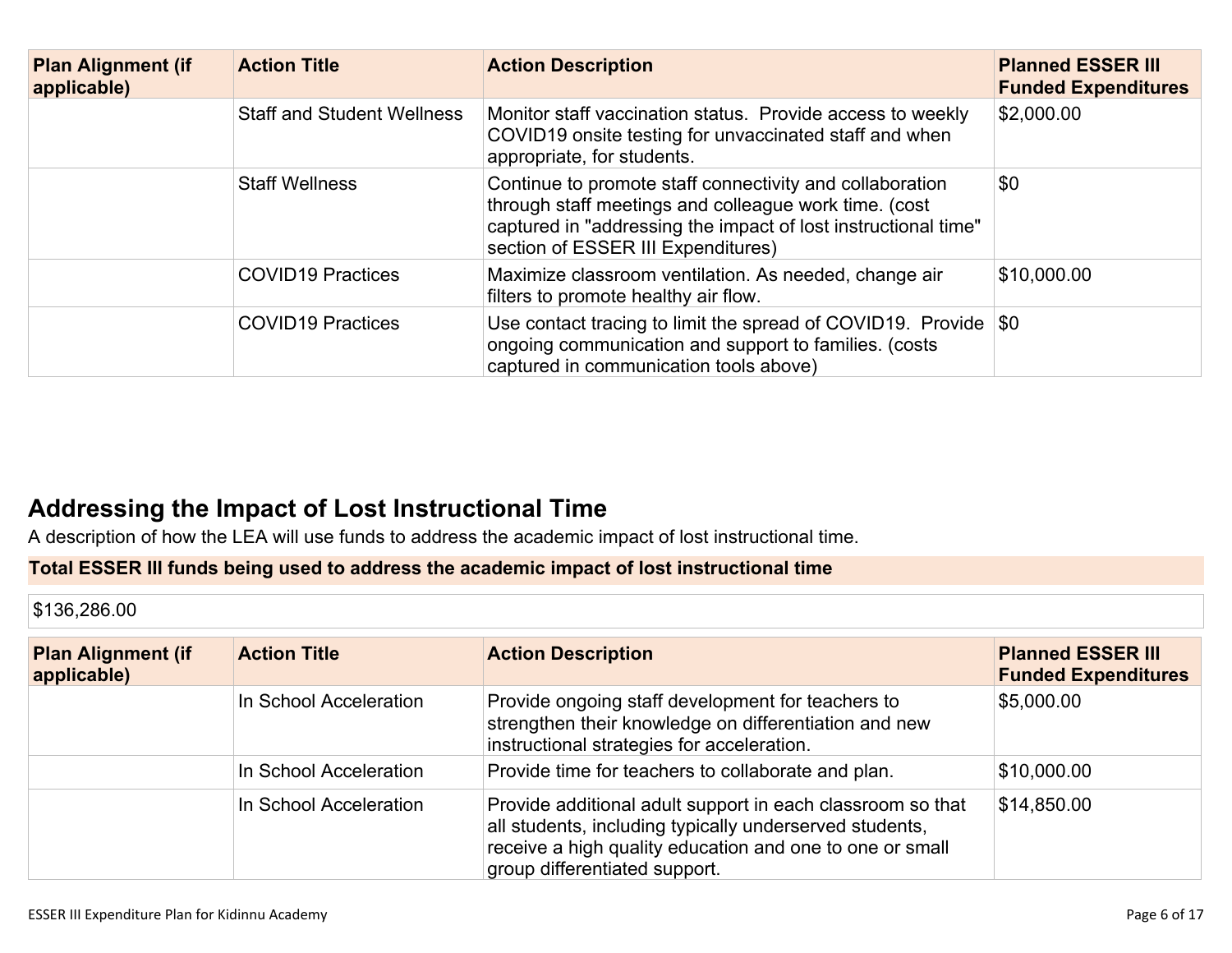| Plan Alignment (if applicable) | Action Title | Action Description | Planned ESSER III Funded Expenditures |
|---|---|---|---|
| | Staff and Student Wellness | Monitor staff vaccination status. Provide access to weekly COVID19 onsite testing for unvaccinated staff and when appropriate, for students. | $2,000.00 |
| | Staff Wellness | Continue to promote staff connectivity and collaboration through staff meetings and colleague work time. (cost captured in "addressing the impact of lost instructional time" section of ESSER III Expenditures) | $0 |
| | COVID19 Practices | Maximize classroom ventilation. As needed, change air filters to promote healthy air flow. | $10,000.00 |
| | COVID19 Practices | Use contact tracing to limit the spread of COVID19. Provide ongoing communication and support to families. (costs captured in communication tools above) | $0 |

## Addressing the Impact of Lost Instructional Time

A description of how the LEA will use funds to address the academic impact of lost instructional time.

**Total ESSER III funds being used to address the academic impact of lost instructional time**

$136,286.00

| Plan Alignment (if applicable) | Action Title | Action Description | Planned ESSER III Funded Expenditures |
|---|---|---|---|
| | In School Acceleration | Provide ongoing staff development for teachers to strengthen their knowledge on differentiation and new instructional strategies for acceleration. | $5,000.00 |
| | In School Acceleration | Provide time for teachers to collaborate and plan. | $10,000.00 |
| | In School Acceleration | Provide additional adult support in each classroom so that all students, including typically underserved students, receive a high quality education and one to one or small group differentiated support. | $14,850.00 |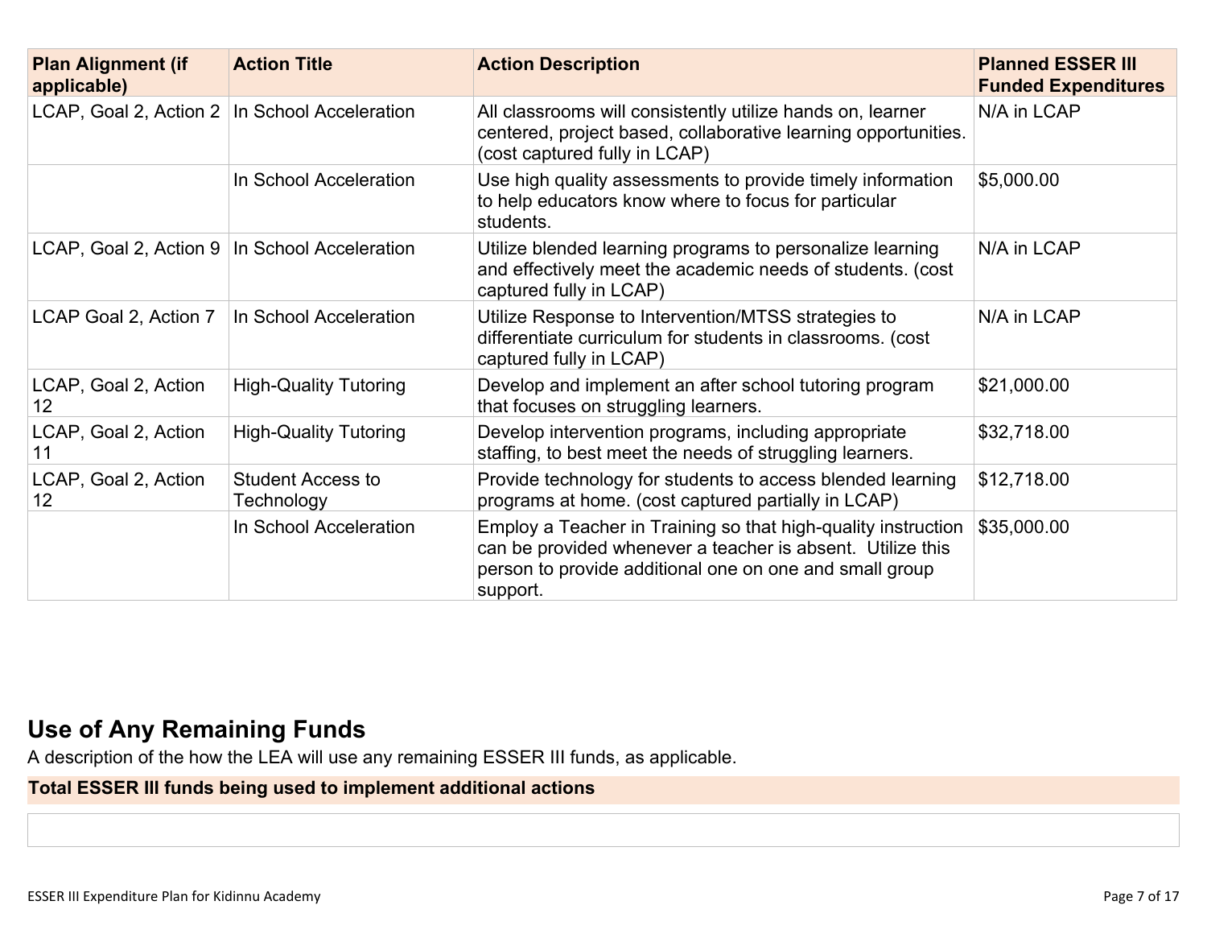| Plan Alignment (if applicable) | Action Title | Action Description | Planned ESSER III Funded Expenditures |
|---|---|---|---|
| LCAP, Goal 2, Action 2 | In School Acceleration | All classrooms will consistently utilize hands on, learner centered, project based, collaborative learning opportunities. (cost captured fully in LCAP) | N/A in LCAP |
| | In School Acceleration | Use high quality assessments to provide timely information to help educators know where to focus for particular students. | $5,000.00 |
| LCAP, Goal 2, Action 9 | In School Acceleration | Utilize blended learning programs to personalize learning and effectively meet the academic needs of students. (cost captured fully in LCAP) | N/A in LCAP |
| LCAP Goal 2, Action 7 | In School Acceleration | Utilize Response to Intervention/MTSS strategies to differentiate curriculum for students in classrooms. (cost captured fully in LCAP) | N/A in LCAP |
| LCAP, Goal 2, Action 12 | High-Quality Tutoring | Develop and implement an after school tutoring program that focuses on struggling learners. | $21,000.00 |
| LCAP, Goal 2, Action 11 | High-Quality Tutoring | Develop intervention programs, including appropriate staffing, to best meet the needs of struggling learners. | $32,718.00 |
| LCAP, Goal 2, Action 12 | Student Access to Technology | Provide technology for students to access blended learning programs at home. (cost captured partially in LCAP) | $12,718.00 |
| | In School Acceleration | Employ a Teacher in Training so that high-quality instruction can be provided whenever a teacher is absent. Utilize this person to provide additional one on one and small group support. | $35,000.00 |

## Use of Any Remaining Funds

A description of the how the LEA will use any remaining ESSER III funds, as applicable.

| Total ESSER III funds being used to implement additional actions |
|---|
| |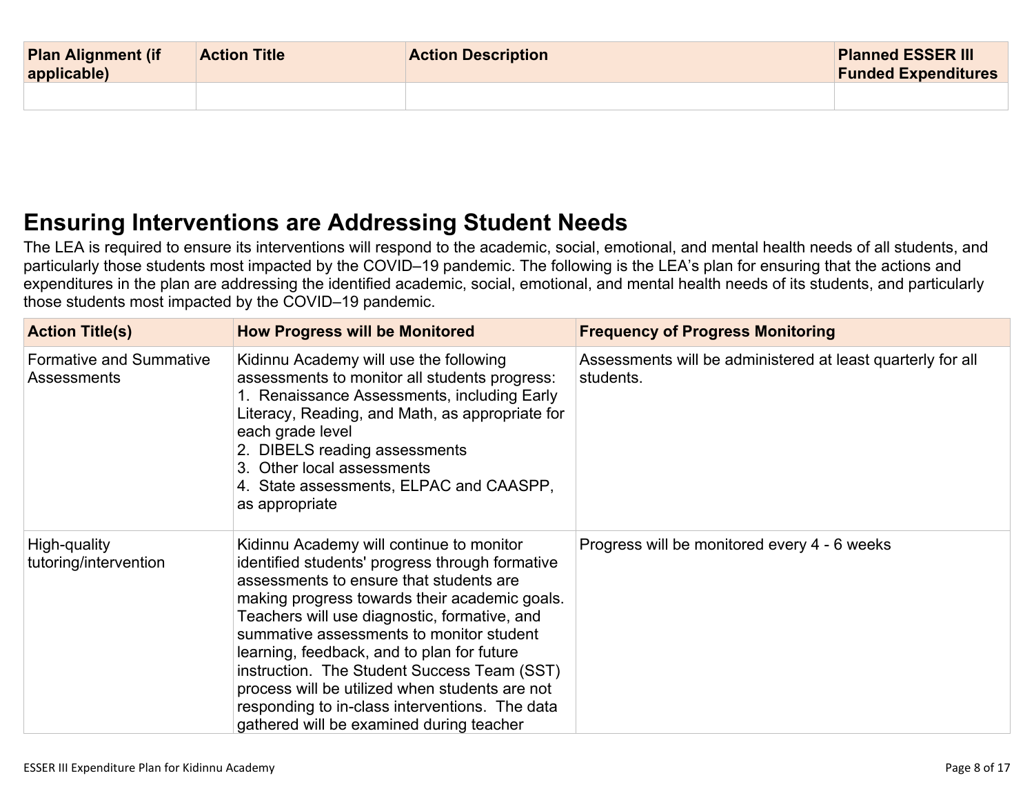| Plan Alignment (if applicable) | Action Title | Action Description | Planned ESSER III Funded Expenditures |
|---|---|---|---|
| | | | |

## Ensuring Interventions are Addressing Student Needs

The LEA is required to ensure its interventions will respond to the academic, social, emotional, and mental health needs of all students, and particularly those students most impacted by the COVID–19 pandemic. The following is the LEA's plan for ensuring that the actions and expenditures in the plan are addressing the identified academic, social, emotional, and mental health needs of its students, and particularly those students most impacted by the COVID–19 pandemic.

| Action Title(s) | How Progress will be Monitored | Frequency of Progress Monitoring |
|---|---|---|
| Formative and Summative Assessments | Kidinnu Academy will use the following assessments to monitor all students progress:<br>1. Renaissance Assessments, including Early Literacy, Reading, and Math, as appropriate for each grade level<br>2. DIBELS reading assessments<br>3. Other local assessments<br>4. State assessments, ELPAC and CAASPP, as appropriate | Assessments will be administered at least quarterly for all students. |
| High-quality tutoring/intervention | Kidinnu Academy will continue to monitor identified students' progress through formative assessments to ensure that students are making progress towards their academic goals. Teachers will use diagnostic, formative, and summative assessments to monitor student learning, feedback, and to plan for future instruction. The Student Success Team (SST) process will be utilized when students are not responding to in-class interventions. The data gathered will be examined during teacher | Progress will be monitored every 4 - 6 weeks |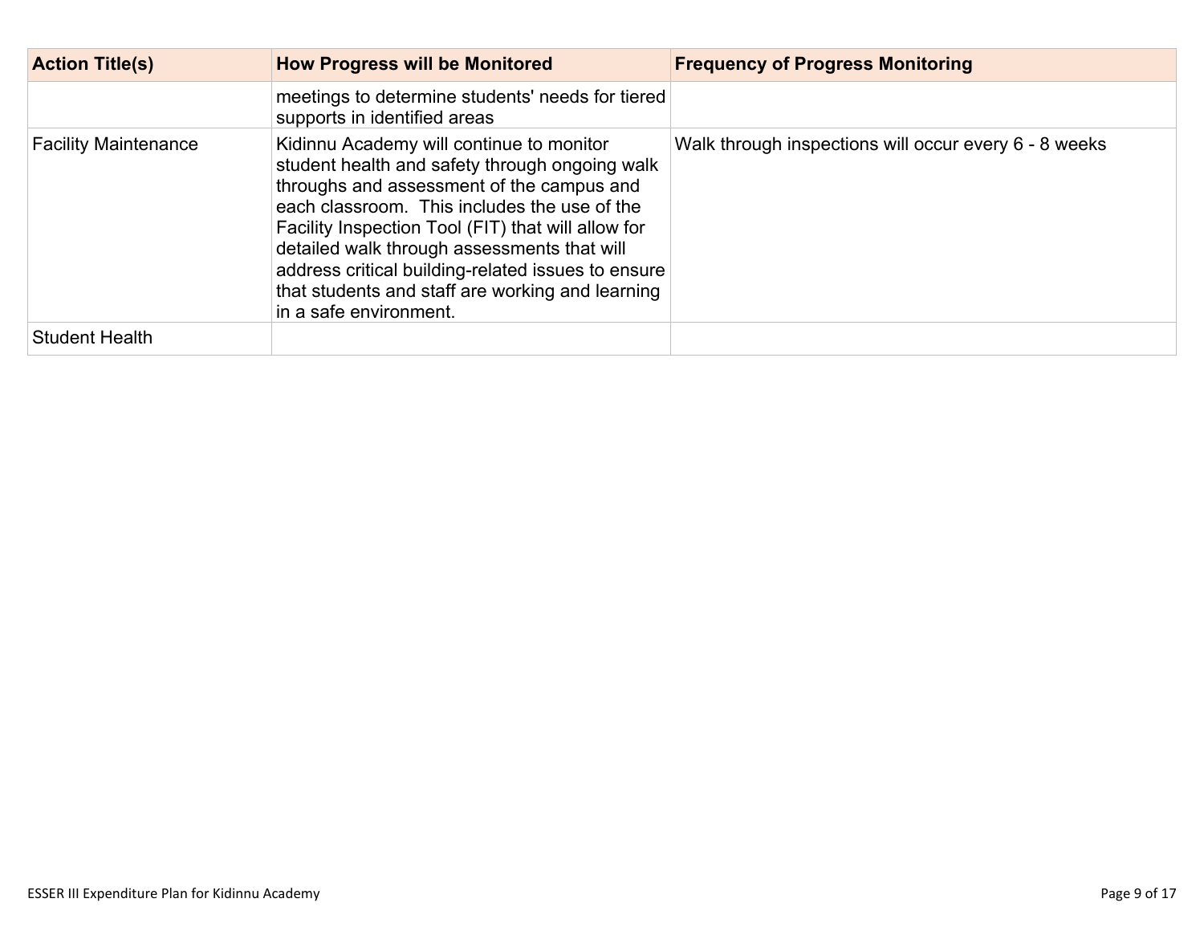| Action Title(s) | How Progress will be Monitored | Frequency of Progress Monitoring |
|---|---|---|
| | meetings to determine students' needs for tiered supports in identified areas | |
| Facility Maintenance | Kidinnu Academy will continue to monitor student health and safety through ongoing walk throughs and assessment of the campus and each classroom. This includes the use of the Facility Inspection Tool (FIT) that will allow for detailed walk through assessments that will address critical building-related issues to ensure that students and staff are working and learning in a safe environment. | Walk through inspections will occur every 6 - 8 weeks |
| Student Health | | |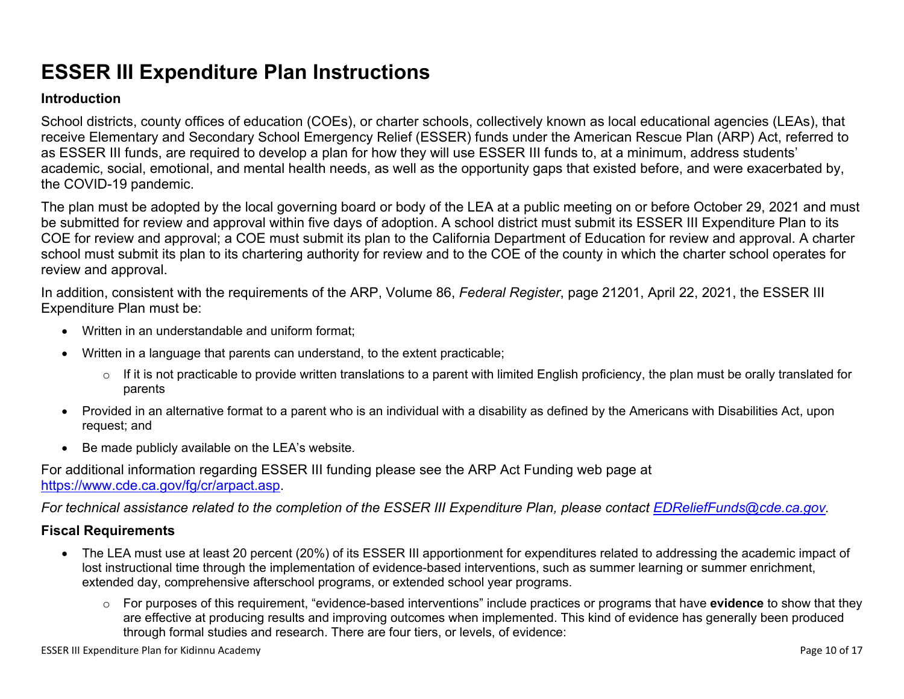# ESSER III Expenditure Plan Instructions

## Introduction

School districts, county offices of education (COEs), or charter schools, collectively known as local educational agencies (LEAs), that receive Elementary and Secondary School Emergency Relief (ESSER) funds under the American Rescue Plan (ARP) Act, referred to as ESSER III funds, are required to develop a plan for how they will use ESSER III funds to, at a minimum, address students' academic, social, emotional, and mental health needs, as well as the opportunity gaps that existed before, and were exacerbated by, the COVID-19 pandemic.

The plan must be adopted by the local governing board or body of the LEA at a public meeting on or before October 29, 2021 and must be submitted for review and approval within five days of adoption. A school district must submit its ESSER III Expenditure Plan to its COE for review and approval; a COE must submit its plan to the California Department of Education for review and approval. A charter school must submit its plan to its chartering authority for review and to the COE of the county in which the charter school operates for review and approval.

In addition, consistent with the requirements of the ARP, Volume 86, *Federal Register*, page 21201, April 22, 2021, the ESSER III Expenditure Plan must be:

- Written in an understandable and uniform format;
- Written in a language that parents can understand, to the extent practicable;
  - If it is not practicable to provide written translations to a parent with limited English proficiency, the plan must be orally translated for parents
- Provided in an alternative format to a parent who is an individual with a disability as defined by the Americans with Disabilities Act, upon request; and
- Be made publicly available on the LEA's website.

For additional information regarding ESSER III funding please see the ARP Act Funding web page at [https://www.cde.ca.gov/fg/cr/arpact.asp](https://www.cde.ca.gov/fg/cr/arpact.asp).

*For technical assistance related to the completion of the ESSER III Expenditure Plan, please contact [EDReliefFunds@cde.ca.gov](mailto:EDReliefFunds@cde.ca.gov).*

## Fiscal Requirements

- The LEA must use at least 20 percent (20%) of its ESSER III apportionment for expenditures related to addressing the academic impact of lost instructional time through the implementation of evidence-based interventions, such as summer learning or summer enrichment, extended day, comprehensive afterschool programs, or extended school year programs.
  - For purposes of this requirement, "evidence-based interventions" include practices or programs that have **evidence** to show that they are effective at producing results and improving outcomes when implemented. This kind of evidence has generally been produced through formal studies and research. There are four tiers, or levels, of evidence: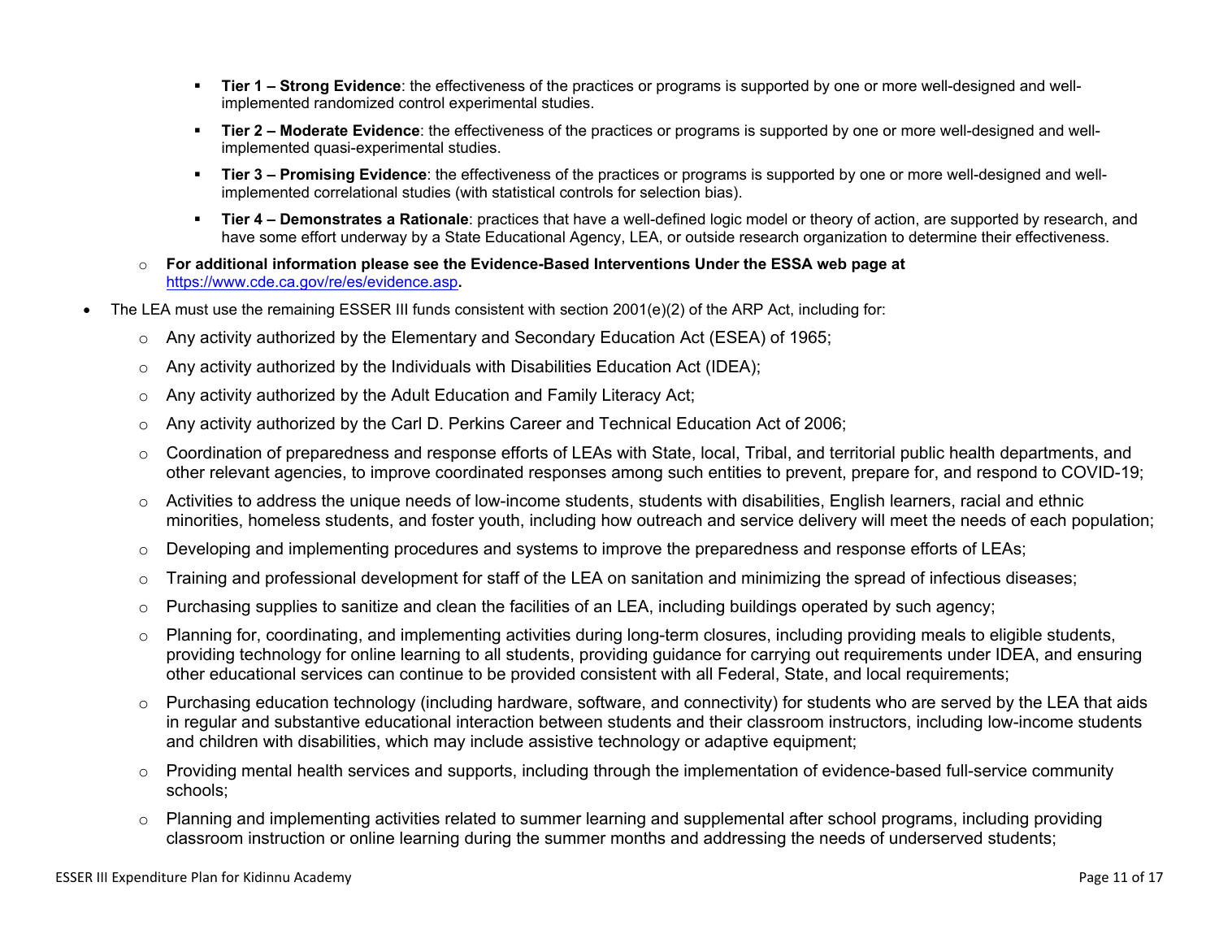- **Tier 1 – Strong Evidence**: the effectiveness of the practices or programs is supported by one or more well-designed and well-implemented randomized control experimental studies.
        - **Tier 2 – Moderate Evidence**: the effectiveness of the practices or programs is supported by one or more well-designed and well-implemented quasi-experimental studies.
        - **Tier 3 – Promising Evidence**: the effectiveness of the practices or programs is supported by one or more well-designed and well-implemented correlational studies (with statistical controls for selection bias).
        - **Tier 4 – Demonstrates a Rationale**: practices that have a well-defined logic model or theory of action, are supported by research, and have some effort underway by a State Educational Agency, LEA, or outside research organization to determine their effectiveness.
    - **For additional information please see the Evidence-Based Interventions Under the ESSA web page at** https://www.cde.ca.gov/re/es/evidence.asp**.**
- The LEA must use the remaining ESSER III funds consistent with section 2001(e)(2) of the ARP Act, including for:
    - Any activity authorized by the Elementary and Secondary Education Act (ESEA) of 1965;
    - Any activity authorized by the Individuals with Disabilities Education Act (IDEA);
    - Any activity authorized by the Adult Education and Family Literacy Act;
    - Any activity authorized by the Carl D. Perkins Career and Technical Education Act of 2006;
    - Coordination of preparedness and response efforts of LEAs with State, local, Tribal, and territorial public health departments, and other relevant agencies, to improve coordinated responses among such entities to prevent, prepare for, and respond to COVID-19;
    - Activities to address the unique needs of low-income students, students with disabilities, English learners, racial and ethnic minorities, homeless students, and foster youth, including how outreach and service delivery will meet the needs of each population;
    - Developing and implementing procedures and systems to improve the preparedness and response efforts of LEAs;
    - Training and professional development for staff of the LEA on sanitation and minimizing the spread of infectious diseases;
    - Purchasing supplies to sanitize and clean the facilities of an LEA, including buildings operated by such agency;
    - Planning for, coordinating, and implementing activities during long-term closures, including providing meals to eligible students, providing technology for online learning to all students, providing guidance for carrying out requirements under IDEA, and ensuring other educational services can continue to be provided consistent with all Federal, State, and local requirements;
    - Purchasing education technology (including hardware, software, and connectivity) for students who are served by the LEA that aids in regular and substantive educational interaction between students and their classroom instructors, including low-income students and children with disabilities, which may include assistive technology or adaptive equipment;
    - Providing mental health services and supports, including through the implementation of evidence-based full-service community schools;
    - Planning and implementing activities related to summer learning and supplemental after school programs, including providing classroom instruction or online learning during the summer months and addressing the needs of underserved students;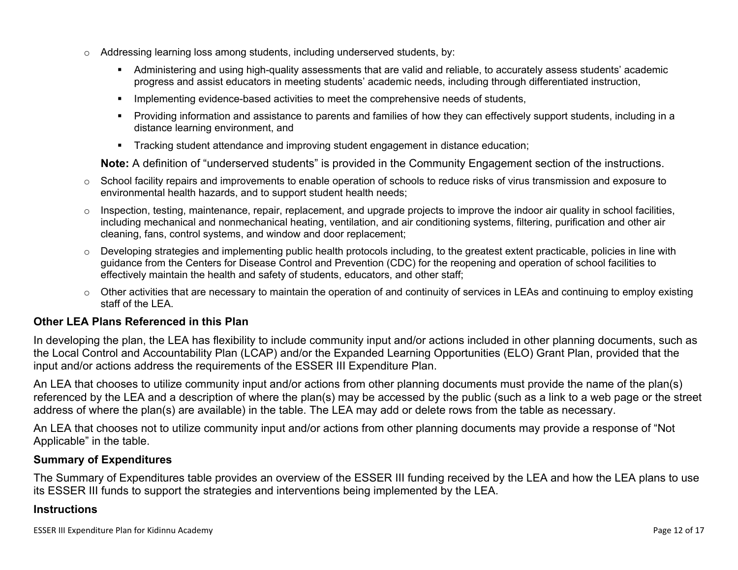- Addressing learning loss among students, including underserved students, by:
  - Administering and using high-quality assessments that are valid and reliable, to accurately assess students' academic progress and assist educators in meeting students' academic needs, including through differentiated instruction,
  - Implementing evidence-based activities to meet the comprehensive needs of students,
  - Providing information and assistance to parents and families of how they can effectively support students, including in a distance learning environment, and
  - Tracking student attendance and improving student engagement in distance education;

  **Note:** A definition of "underserved students" is provided in the Community Engagement section of the instructions.
- School facility repairs and improvements to enable operation of schools to reduce risks of virus transmission and exposure to environmental health hazards, and to support student health needs;
- Inspection, testing, maintenance, repair, replacement, and upgrade projects to improve the indoor air quality in school facilities, including mechanical and nonmechanical heating, ventilation, and air conditioning systems, filtering, purification and other air cleaning, fans, control systems, and window and door replacement;
- Developing strategies and implementing public health protocols including, to the greatest extent practicable, policies in line with guidance from the Centers for Disease Control and Prevention (CDC) for the reopening and operation of school facilities to effectively maintain the health and safety of students, educators, and other staff;
- Other activities that are necessary to maintain the operation of and continuity of services in LEAs and continuing to employ existing staff of the LEA.

### Other LEA Plans Referenced in this Plan

In developing the plan, the LEA has flexibility to include community input and/or actions included in other planning documents, such as the Local Control and Accountability Plan (LCAP) and/or the Expanded Learning Opportunities (ELO) Grant Plan, provided that the input and/or actions address the requirements of the ESSER III Expenditure Plan.

An LEA that chooses to utilize community input and/or actions from other planning documents must provide the name of the plan(s) referenced by the LEA and a description of where the plan(s) may be accessed by the public (such as a link to a web page or the street address of where the plan(s) are available) in the table. The LEA may add or delete rows from the table as necessary.

An LEA that chooses not to utilize community input and/or actions from other planning documents may provide a response of "Not Applicable" in the table.

### Summary of Expenditures

The Summary of Expenditures table provides an overview of the ESSER III funding received by the LEA and how the LEA plans to use its ESSER III funds to support the strategies and interventions being implemented by the LEA.

### Instructions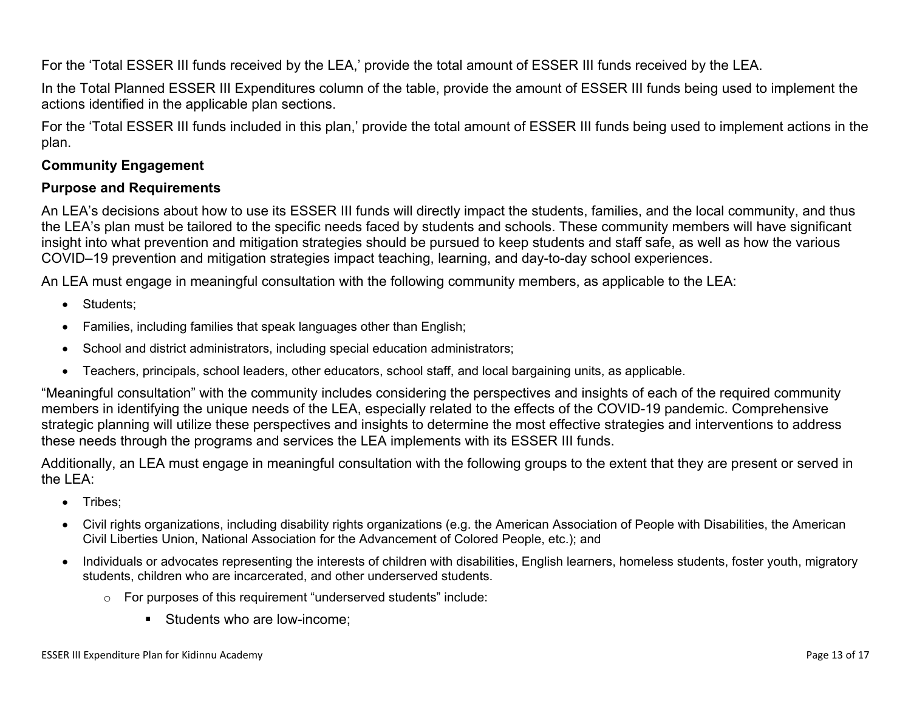For the 'Total ESSER III funds received by the LEA,' provide the total amount of ESSER III funds received by the LEA.

In the Total Planned ESSER III Expenditures column of the table, provide the amount of ESSER III funds being used to implement the actions identified in the applicable plan sections.

For the 'Total ESSER III funds included in this plan,' provide the total amount of ESSER III funds being used to implement actions in the plan.

### Community Engagement

### Purpose and Requirements

An LEA's decisions about how to use its ESSER III funds will directly impact the students, families, and the local community, and thus the LEA's plan must be tailored to the specific needs faced by students and schools. These community members will have significant insight into what prevention and mitigation strategies should be pursued to keep students and staff safe, as well as how the various COVID–19 prevention and mitigation strategies impact teaching, learning, and day-to-day school experiences.

An LEA must engage in meaningful consultation with the following community members, as applicable to the LEA:

- Students;
- Families, including families that speak languages other than English;
- School and district administrators, including special education administrators;
- Teachers, principals, school leaders, other educators, school staff, and local bargaining units, as applicable.

"Meaningful consultation" with the community includes considering the perspectives and insights of each of the required community members in identifying the unique needs of the LEA, especially related to the effects of the COVID-19 pandemic. Comprehensive strategic planning will utilize these perspectives and insights to determine the most effective strategies and interventions to address these needs through the programs and services the LEA implements with its ESSER III funds.

Additionally, an LEA must engage in meaningful consultation with the following groups to the extent that they are present or served in the LEA:

- Tribes;
- Civil rights organizations, including disability rights organizations (e.g. the American Association of People with Disabilities, the American Civil Liberties Union, National Association for the Advancement of Colored People, etc.); and
- Individuals or advocates representing the interests of children with disabilities, English learners, homeless students, foster youth, migratory students, children who are incarcerated, and other underserved students.
    - For purposes of this requirement "underserved students" include:
        - Students who are low-income;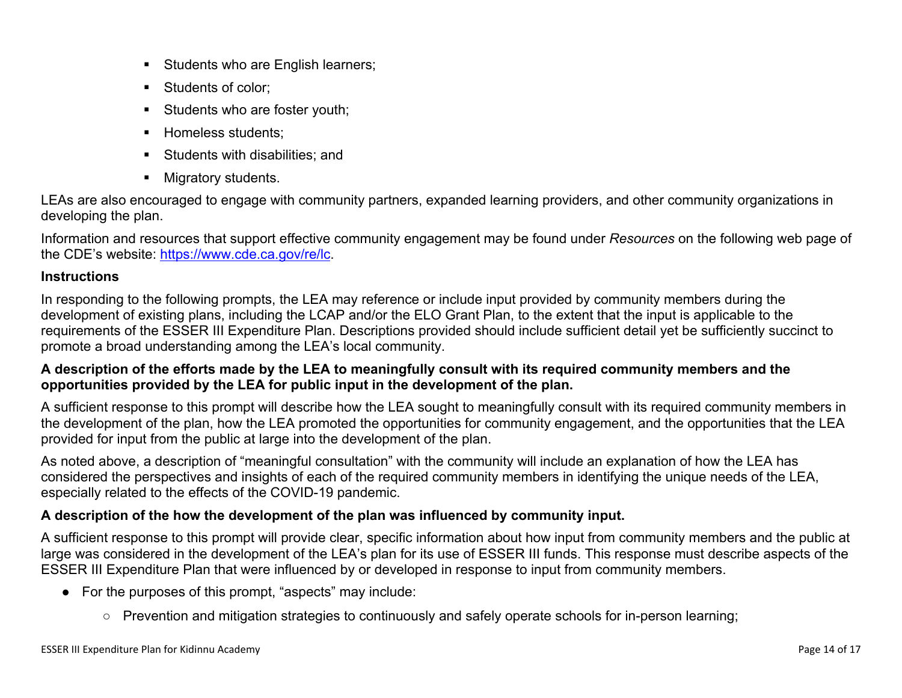- Students who are English learners;
- Students of color;
- Students who are foster youth;
- Homeless students;
- Students with disabilities; and
- Migratory students.

LEAs are also encouraged to engage with community partners, expanded learning providers, and other community organizations in developing the plan.

Information and resources that support effective community engagement may be found under *Resources* on the following web page of the CDE's website: https://www.cde.ca.gov/re/lc.

### Instructions

In responding to the following prompts, the LEA may reference or include input provided by community members during the development of existing plans, including the LCAP and/or the ELO Grant Plan, to the extent that the input is applicable to the requirements of the ESSER III Expenditure Plan. Descriptions provided should include sufficient detail yet be sufficiently succinct to promote a broad understanding among the LEA's local community.

**A description of the efforts made by the LEA to meaningfully consult with its required community members and the opportunities provided by the LEA for public input in the development of the plan.**

A sufficient response to this prompt will describe how the LEA sought to meaningfully consult with its required community members in the development of the plan, how the LEA promoted the opportunities for community engagement, and the opportunities that the LEA provided for input from the public at large into the development of the plan.

As noted above, a description of "meaningful consultation" with the community will include an explanation of how the LEA has considered the perspectives and insights of each of the required community members in identifying the unique needs of the LEA, especially related to the effects of the COVID-19 pandemic.

**A description of the how the development of the plan was influenced by community input.**

A sufficient response to this prompt will provide clear, specific information about how input from community members and the public at large was considered in the development of the LEA's plan for its use of ESSER III funds. This response must describe aspects of the ESSER III Expenditure Plan that were influenced by or developed in response to input from community members.

- For the purposes of this prompt, "aspects" may include:
  - Prevention and mitigation strategies to continuously and safely operate schools for in-person learning;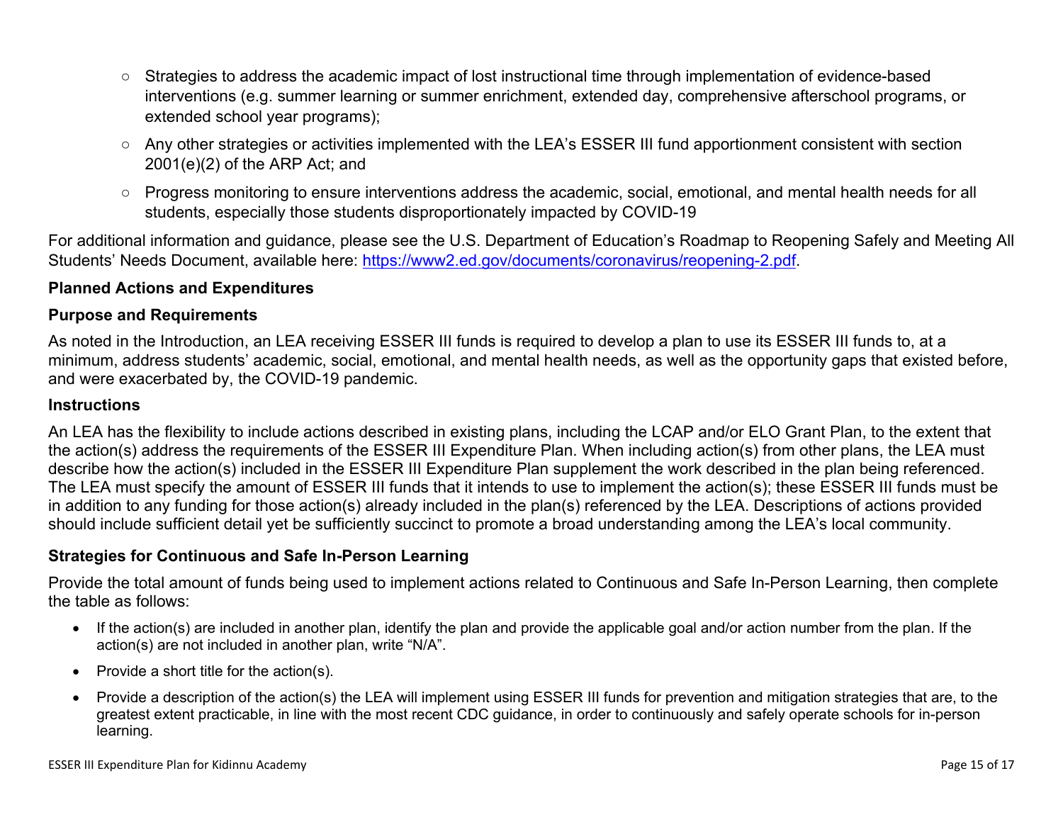- Strategies to address the academic impact of lost instructional time through implementation of evidence-based interventions (e.g. summer learning or summer enrichment, extended day, comprehensive afterschool programs, or extended school year programs);
- Any other strategies or activities implemented with the LEA's ESSER III fund apportionment consistent with section 2001(e)(2) of the ARP Act; and
- Progress monitoring to ensure interventions address the academic, social, emotional, and mental health needs for all students, especially those students disproportionately impacted by COVID-19

For additional information and guidance, please see the U.S. Department of Education's Roadmap to Reopening Safely and Meeting All Students' Needs Document, available here: [https://www2.ed.gov/documents/coronavirus/reopening-2.pdf](https://www2.ed.gov/documents/coronavirus/reopening-2.pdf).

**Planned Actions and Expenditures**

**Purpose and Requirements**

As noted in the Introduction, an LEA receiving ESSER III funds is required to develop a plan to use its ESSER III funds to, at a minimum, address students' academic, social, emotional, and mental health needs, as well as the opportunity gaps that existed before, and were exacerbated by, the COVID-19 pandemic.

**Instructions**

An LEA has the flexibility to include actions described in existing plans, including the LCAP and/or ELO Grant Plan, to the extent that the action(s) address the requirements of the ESSER III Expenditure Plan. When including action(s) from other plans, the LEA must describe how the action(s) included in the ESSER III Expenditure Plan supplement the work described in the plan being referenced. The LEA must specify the amount of ESSER III funds that it intends to use to implement the action(s); these ESSER III funds must be in addition to any funding for those action(s) already included in the plan(s) referenced by the LEA. Descriptions of actions provided should include sufficient detail yet be sufficiently succinct to promote a broad understanding among the LEA's local community.

**Strategies for Continuous and Safe In-Person Learning**

Provide the total amount of funds being used to implement actions related to Continuous and Safe In-Person Learning, then complete the table as follows:

- If the action(s) are included in another plan, identify the plan and provide the applicable goal and/or action number from the plan. If the action(s) are not included in another plan, write "N/A".
- Provide a short title for the action(s).
- Provide a description of the action(s) the LEA will implement using ESSER III funds for prevention and mitigation strategies that are, to the greatest extent practicable, in line with the most recent CDC guidance, in order to continuously and safely operate schools for in-person learning.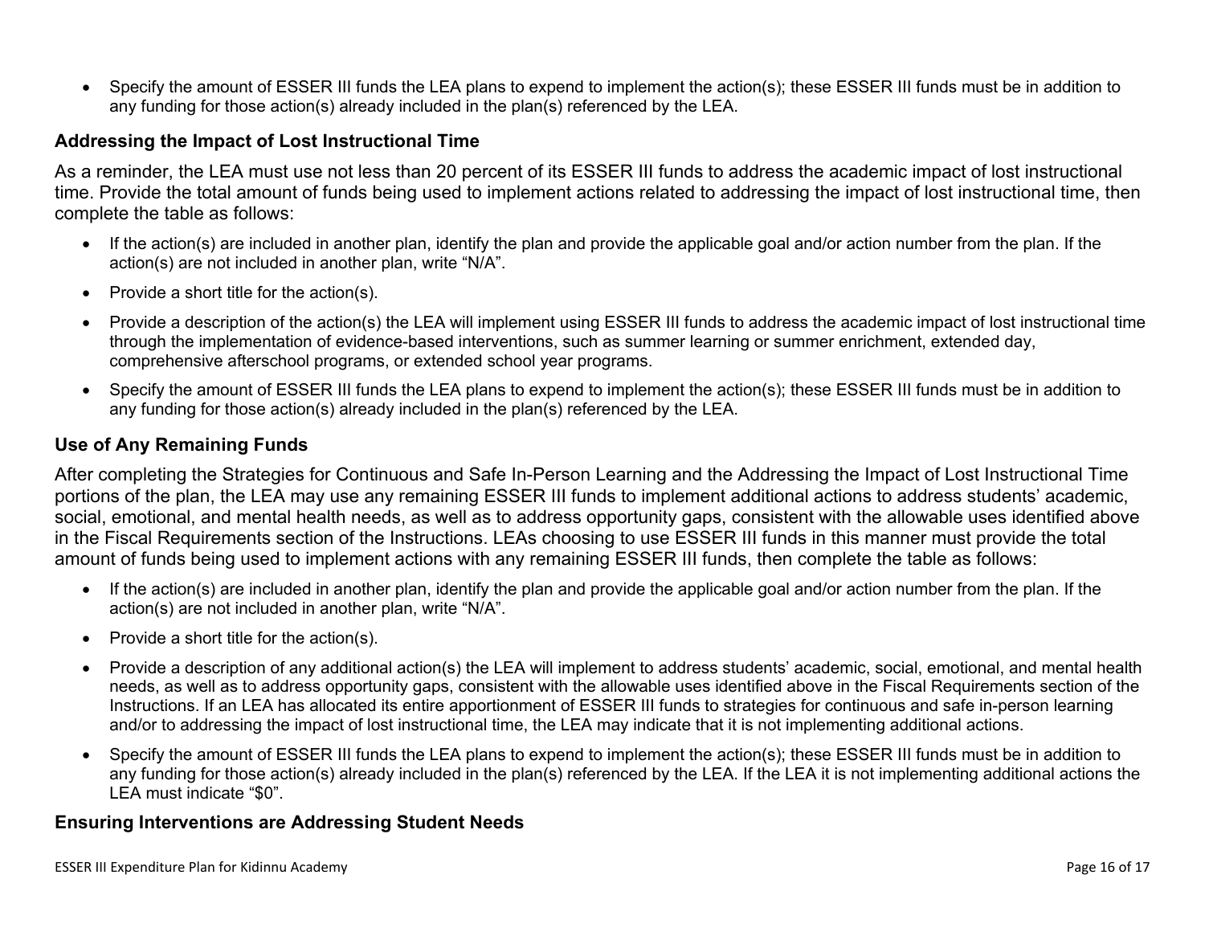- Specify the amount of ESSER III funds the LEA plans to expend to implement the action(s); these ESSER III funds must be in addition to any funding for those action(s) already included in the plan(s) referenced by the LEA.

### Addressing the Impact of Lost Instructional Time

As a reminder, the LEA must use not less than 20 percent of its ESSER III funds to address the academic impact of lost instructional time. Provide the total amount of funds being used to implement actions related to addressing the impact of lost instructional time, then complete the table as follows:

- If the action(s) are included in another plan, identify the plan and provide the applicable goal and/or action number from the plan. If the action(s) are not included in another plan, write "N/A".
- Provide a short title for the action(s).
- Provide a description of the action(s) the LEA will implement using ESSER III funds to address the academic impact of lost instructional time through the implementation of evidence-based interventions, such as summer learning or summer enrichment, extended day, comprehensive afterschool programs, or extended school year programs.
- Specify the amount of ESSER III funds the LEA plans to expend to implement the action(s); these ESSER III funds must be in addition to any funding for those action(s) already included in the plan(s) referenced by the LEA.

### Use of Any Remaining Funds

After completing the Strategies for Continuous and Safe In-Person Learning and the Addressing the Impact of Lost Instructional Time portions of the plan, the LEA may use any remaining ESSER III funds to implement additional actions to address students' academic, social, emotional, and mental health needs, as well as to address opportunity gaps, consistent with the allowable uses identified above in the Fiscal Requirements section of the Instructions. LEAs choosing to use ESSER III funds in this manner must provide the total amount of funds being used to implement actions with any remaining ESSER III funds, then complete the table as follows:

- If the action(s) are included in another plan, identify the plan and provide the applicable goal and/or action number from the plan. If the action(s) are not included in another plan, write "N/A".
- Provide a short title for the action(s).
- Provide a description of any additional action(s) the LEA will implement to address students' academic, social, emotional, and mental health needs, as well as to address opportunity gaps, consistent with the allowable uses identified above in the Fiscal Requirements section of the Instructions. If an LEA has allocated its entire apportionment of ESSER III funds to strategies for continuous and safe in-person learning and/or to addressing the impact of lost instructional time, the LEA may indicate that it is not implementing additional actions.
- Specify the amount of ESSER III funds the LEA plans to expend to implement the action(s); these ESSER III funds must be in addition to any funding for those action(s) already included in the plan(s) referenced by the LEA. If the LEA it is not implementing additional actions the LEA must indicate "$0".

### Ensuring Interventions are Addressing Student Needs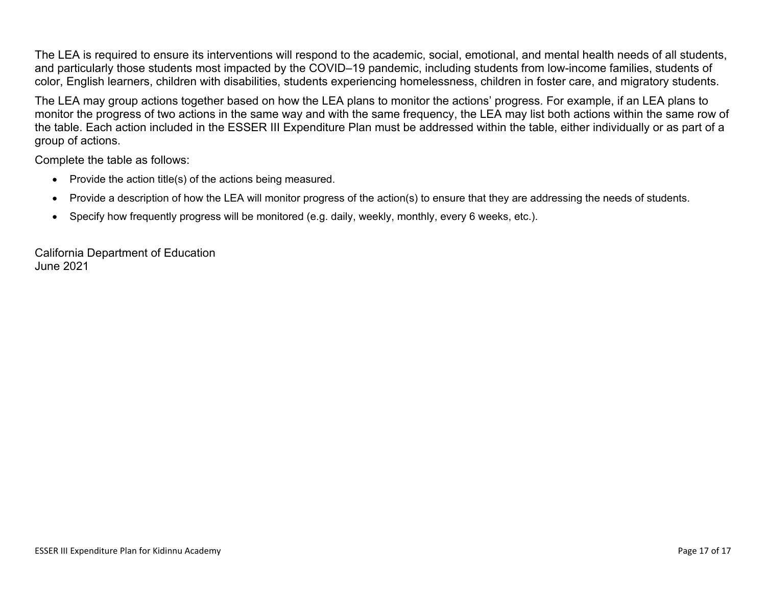The LEA is required to ensure its interventions will respond to the academic, social, emotional, and mental health needs of all students, and particularly those students most impacted by the COVID–19 pandemic, including students from low-income families, students of color, English learners, children with disabilities, students experiencing homelessness, children in foster care, and migratory students.

The LEA may group actions together based on how the LEA plans to monitor the actions' progress. For example, if an LEA plans to monitor the progress of two actions in the same way and with the same frequency, the LEA may list both actions within the same row of the table. Each action included in the ESSER III Expenditure Plan must be addressed within the table, either individually or as part of a group of actions.

Complete the table as follows:

- Provide the action title(s) of the actions being measured.
- Provide a description of how the LEA will monitor progress of the action(s) to ensure that they are addressing the needs of students.
- Specify how frequently progress will be monitored (e.g. daily, weekly, monthly, every 6 weeks, etc.).

California Department of Education
June 2021